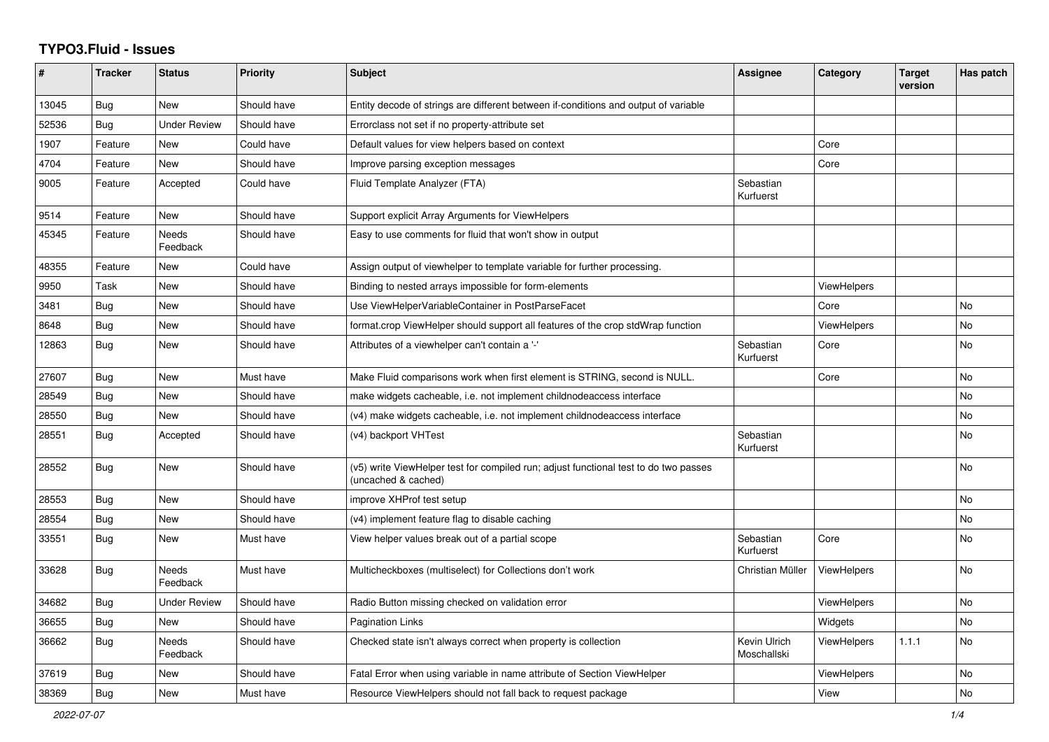# TYPO3.Fluid - Issues

| # | Tracker | Status | Priority | Subject | Assignee | Category | Target version | Has patch |
|---|---|---|---|---|---|---|---|---|
| 13045 | Bug | New | Should have | Entity decode of strings are different between if-conditions and output of variable | | | | |
| 52536 | Bug | Under Review | Should have | Errorclass not set if no property-attribute set | | | | |
| 1907 | Feature | New | Could have | Default values for view helpers based on context | | Core | | |
| 4704 | Feature | New | Should have | Improve parsing exception messages | | Core | | |
| 9005 | Feature | Accepted | Could have | Fluid Template Analyzer (FTA) | Sebastian Kurfuerst | | | |
| 9514 | Feature | New | Should have | Support explicit Array Arguments for ViewHelpers | | | | |
| 45345 | Feature | Needs Feedback | Should have | Easy to use comments for fluid that won't show in output | | | | |
| 48355 | Feature | New | Could have | Assign output of viewhelper to template variable for further processing. | | | | |
| 9950 | Task | New | Should have | Binding to nested arrays impossible for form-elements | | ViewHelpers | | |
| 3481 | Bug | New | Should have | Use ViewHelperVariableContainer in PostParseFacet | | Core | | No |
| 8648 | Bug | New | Should have | format.crop ViewHelper should support all features of the crop stdWrap function | | ViewHelpers | | No |
| 12863 | Bug | New | Should have | Attributes of a viewhelper can't contain a '-' | Sebastian Kurfuerst | Core | | No |
| 27607 | Bug | New | Must have | Make Fluid comparisons work when first element is STRING, second is NULL. | | Core | | No |
| 28549 | Bug | New | Should have | make widgets cacheable, i.e. not implement childnodeaccess interface | | | | No |
| 28550 | Bug | New | Should have | (v4) make widgets cacheable, i.e. not implement childnodeaccess interface | | | | No |
| 28551 | Bug | Accepted | Should have | (v4) backport VHTest | Sebastian Kurfuerst | | | No |
| 28552 | Bug | New | Should have | (v5) write ViewHelper test for compiled run; adjust functional test to do two passes (uncached & cached) | | | | No |
| 28553 | Bug | New | Should have | improve XHProf test setup | | | | No |
| 28554 | Bug | New | Should have | (v4) implement feature flag to disable caching | | | | No |
| 33551 | Bug | New | Must have | View helper values break out of a partial scope | Sebastian Kurfuerst | Core | | No |
| 33628 | Bug | Needs Feedback | Must have | Multicheckboxes (multiselect) for Collections don't work | Christian Müller | ViewHelpers | | No |
| 34682 | Bug | Under Review | Should have | Radio Button missing checked on validation error | | ViewHelpers | | No |
| 36655 | Bug | New | Should have | Pagination Links | | Widgets | | No |
| 36662 | Bug | Needs Feedback | Should have | Checked state isn't always correct when property is collection | Kevin Ulrich Moschallski | ViewHelpers | 1.1.1 | No |
| 37619 | Bug | New | Should have | Fatal Error when using variable in name attribute of Section ViewHelper | | ViewHelpers | | No |
| 38369 | Bug | New | Must have | Resource ViewHelpers should not fall back to request package | | View | | No |

*2022-07-07*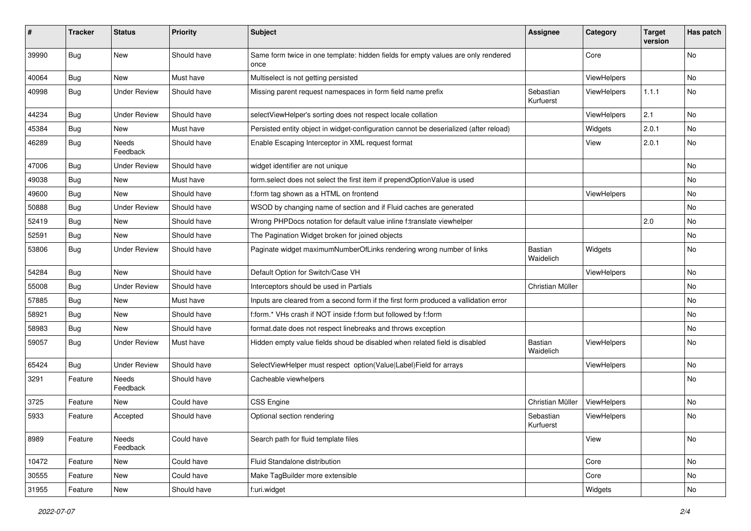| # | Tracker | Status | Priority | Subject | Assignee | Category | Target version | Has patch |
|---|---|---|---|---|---|---|---|---|
| 39990 | Bug | New | Should have | Same form twice in one template: hidden fields for empty values are only rendered once | | Core | | No |
| 40064 | Bug | New | Must have | Multiselect is not getting persisted | | ViewHelpers | | No |
| 40998 | Bug | Under Review | Should have | Missing parent request namespaces in form field name prefix | Sebastian Kurfuerst | ViewHelpers | 1.1.1 | No |
| 44234 | Bug | Under Review | Should have | selectViewHelper's sorting does not respect locale collation | | ViewHelpers | 2.1 | No |
| 45384 | Bug | New | Must have | Persisted entity object in widget-configuration cannot be deserialized (after reload) | | Widgets | 2.0.1 | No |
| 46289 | Bug | Needs Feedback | Should have | Enable Escaping Interceptor in XML request format | | View | 2.0.1 | No |
| 47006 | Bug | Under Review | Should have | widget identifier are not unique | | | | No |
| 49038 | Bug | New | Must have | form.select does not select the first item if prependOptionValue is used | | | | No |
| 49600 | Bug | New | Should have | f:form tag shown as a HTML on frontend | | ViewHelpers | | No |
| 50888 | Bug | Under Review | Should have | WSOD by changing name of section and if Fluid caches are generated | | | | No |
| 52419 | Bug | New | Should have | Wrong PHPDocs notation for default value inline f:translate viewhelper | | | 2.0 | No |
| 52591 | Bug | New | Should have | The Pagination Widget broken for joined objects | | | | No |
| 53806 | Bug | Under Review | Should have | Paginate widget maximumNumberOfLinks rendering wrong number of links | Bastian Waidelich | Widgets | | No |
| 54284 | Bug | New | Should have | Default Option for Switch/Case VH | | ViewHelpers | | No |
| 55008 | Bug | Under Review | Should have | Interceptors should be used in Partials | Christian Müller | | | No |
| 57885 | Bug | New | Must have | Inputs are cleared from a second form if the first form produced a vallidation error | | | | No |
| 58921 | Bug | New | Should have | f:form.* VHs crash if NOT inside f:form but followed by f:form | | | | No |
| 58983 | Bug | New | Should have | format.date does not respect linebreaks and throws exception | | | | No |
| 59057 | Bug | Under Review | Must have | Hidden empty value fields shoud be disabled when related field is disabled | Bastian Waidelich | ViewHelpers | | No |
| 65424 | Bug | Under Review | Should have | SelectViewHelper must respect option(Value\|Label)Field for arrays | | ViewHelpers | | No |
| 3291 | Feature | Needs Feedback | Should have | Cacheable viewhelpers | | | | No |
| 3725 | Feature | New | Could have | CSS Engine | Christian Müller | ViewHelpers | | No |
| 5933 | Feature | Accepted | Should have | Optional section rendering | Sebastian Kurfuerst | ViewHelpers | | No |
| 8989 | Feature | Needs Feedback | Could have | Search path for fluid template files | | View | | No |
| 10472 | Feature | New | Could have | Fluid Standalone distribution | | Core | | No |
| 30555 | Feature | New | Could have | Make TagBuilder more extensible | | Core | | No |
| 31955 | Feature | New | Should have | f:uri.widget | | Widgets | | No |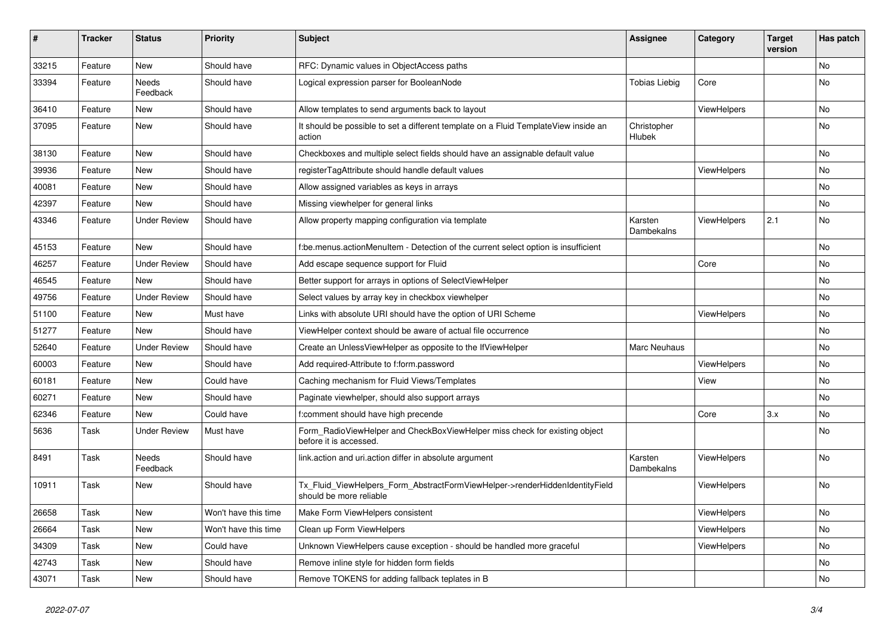| # | Tracker | Status | Priority | Subject | Assignee | Category | Target version | Has patch |
|---|---|---|---|---|---|---|---|---|
| 33215 | Feature | New | Should have | RFC: Dynamic values in ObjectAccess paths | | | | No |
| 33394 | Feature | Needs Feedback | Should have | Logical expression parser for BooleanNode | Tobias Liebig | Core | | No |
| 36410 | Feature | New | Should have | Allow templates to send arguments back to layout | | ViewHelpers | | No |
| 37095 | Feature | New | Should have | It should be possible to set a different template on a Fluid TemplateView inside an action | Christopher Hlubek | | | No |
| 38130 | Feature | New | Should have | Checkboxes and multiple select fields should have an assignable default value | | | | No |
| 39936 | Feature | New | Should have | registerTagAttribute should handle default values | | ViewHelpers | | No |
| 40081 | Feature | New | Should have | Allow assigned variables as keys in arrays | | | | No |
| 42397 | Feature | New | Should have | Missing viewhelper for general links | | | | No |
| 43346 | Feature | Under Review | Should have | Allow property mapping configuration via template | Karsten Dambekalns | ViewHelpers | 2.1 | No |
| 45153 | Feature | New | Should have | f:be.menus.actionMenuItem - Detection of the current select option is insufficient | | | | No |
| 46257 | Feature | Under Review | Should have | Add escape sequence support for Fluid | | Core | | No |
| 46545 | Feature | New | Should have | Better support for arrays in options of SelectViewHelper | | | | No |
| 49756 | Feature | Under Review | Should have | Select values by array key in checkbox viewhelper | | | | No |
| 51100 | Feature | New | Must have | Links with absolute URI should have the option of URI Scheme | | ViewHelpers | | No |
| 51277 | Feature | New | Should have | ViewHelper context should be aware of actual file occurrence | | | | No |
| 52640 | Feature | Under Review | Should have | Create an UnlessViewHelper as opposite to the IfViewHelper | Marc Neuhaus | | | No |
| 60003 | Feature | New | Should have | Add required-Attribute to f:form.password | | ViewHelpers | | No |
| 60181 | Feature | New | Could have | Caching mechanism for Fluid Views/Templates | | View | | No |
| 60271 | Feature | New | Should have | Paginate viewhelper, should also support arrays | | | | No |
| 62346 | Feature | New | Could have | f:comment should have high precende | | Core | 3.x | No |
| 5636 | Task | Under Review | Must have | Form_RadioViewHelper and CheckBoxViewHelper miss check for existing object before it is accessed. | | | | No |
| 8491 | Task | Needs Feedback | Should have | link.action and uri.action differ in absolute argument | Karsten Dambekalns | ViewHelpers | | No |
| 10911 | Task | New | Should have | Tx_Fluid_ViewHelpers_Form_AbstractFormViewHelper->renderHiddenIdentityField should be more reliable | | ViewHelpers | | No |
| 26658 | Task | New | Won't have this time | Make Form ViewHelpers consistent | | ViewHelpers | | No |
| 26664 | Task | New | Won't have this time | Clean up Form ViewHelpers | | ViewHelpers | | No |
| 34309 | Task | New | Could have | Unknown ViewHelpers cause exception - should be handled more graceful | | ViewHelpers | | No |
| 42743 | Task | New | Should have | Remove inline style for hidden form fields | | | | No |
| 43071 | Task | New | Should have | Remove TOKENS for adding fallback teplates in B | | | | No |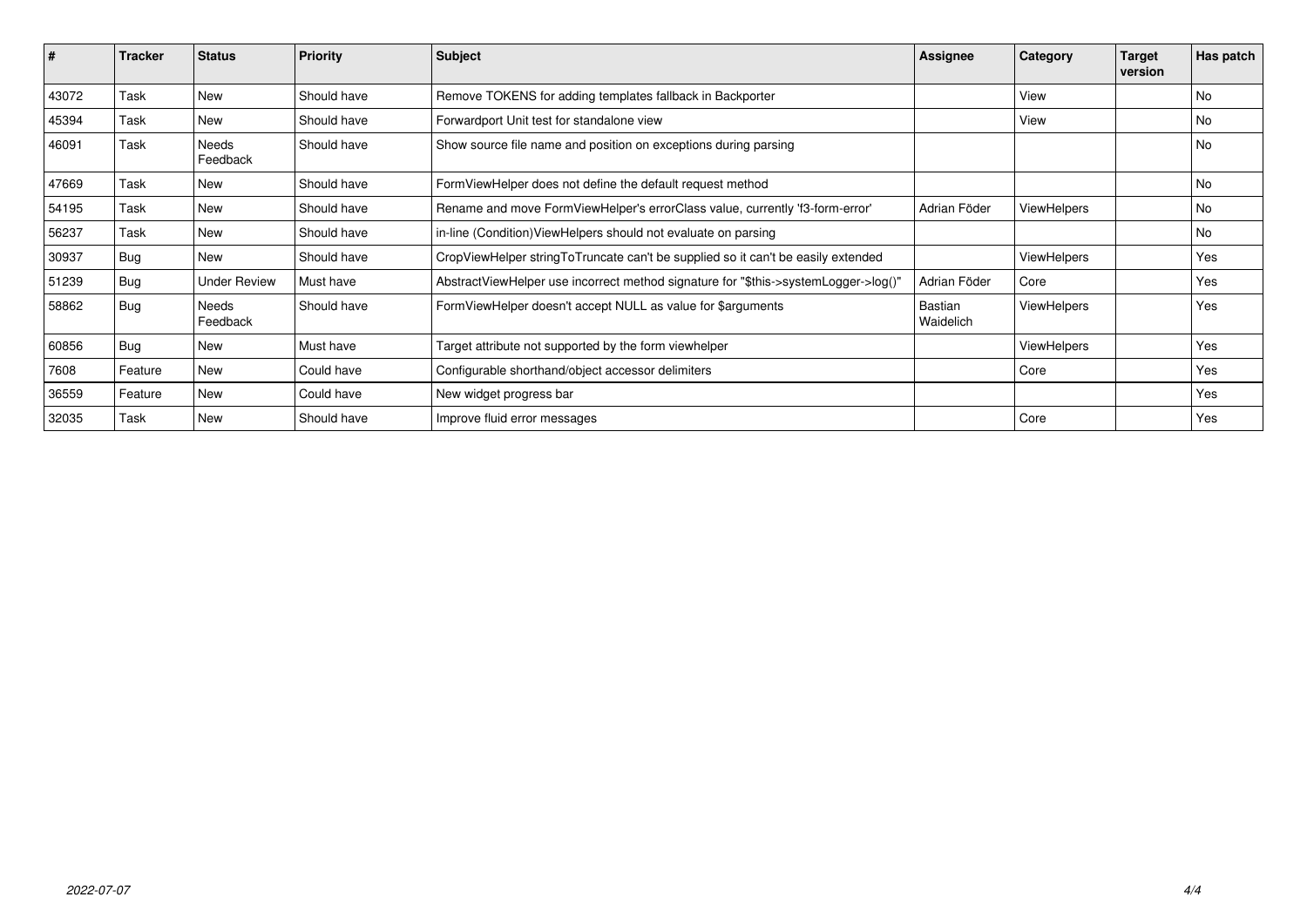| # | Tracker | Status | Priority | Subject | Assignee | Category | Target version | Has patch |
|---|---|---|---|---|---|---|---|---|
| 43072 | Task | New | Should have | Remove TOKENS for adding templates fallback in Backporter | | View | | No |
| 45394 | Task | New | Should have | Forwardport Unit test for standalone view | | View | | No |
| 46091 | Task | Needs Feedback | Should have | Show source file name and position on exceptions during parsing | | | | No |
| 47669 | Task | New | Should have | FormViewHelper does not define the default request method | | | | No |
| 54195 | Task | New | Should have | Rename and move FormViewHelper's errorClass value, currently 'f3-form-error' | Adrian Föder | ViewHelpers | | No |
| 56237 | Task | New | Should have | in-line (Condition)ViewHelpers should not evaluate on parsing | | | | No |
| 30937 | Bug | New | Should have | CropViewHelper stringToTruncate can't be supplied so it can't be easily extended | | ViewHelpers | | Yes |
| 51239 | Bug | Under Review | Must have | AbstractViewHelper use incorrect method signature for "$this->systemLogger->log()" | Adrian Föder | Core | | Yes |
| 58862 | Bug | Needs Feedback | Should have | FormViewHelper doesn't accept NULL as value for $arguments | Bastian Waidelich | ViewHelpers | | Yes |
| 60856 | Bug | New | Must have | Target attribute not supported by the form viewhelper | | ViewHelpers | | Yes |
| 7608 | Feature | New | Could have | Configurable shorthand/object accessor delimiters | | Core | | Yes |
| 36559 | Feature | New | Could have | New widget progress bar | | | | Yes |
| 32035 | Task | New | Should have | Improve fluid error messages | | Core | | Yes |